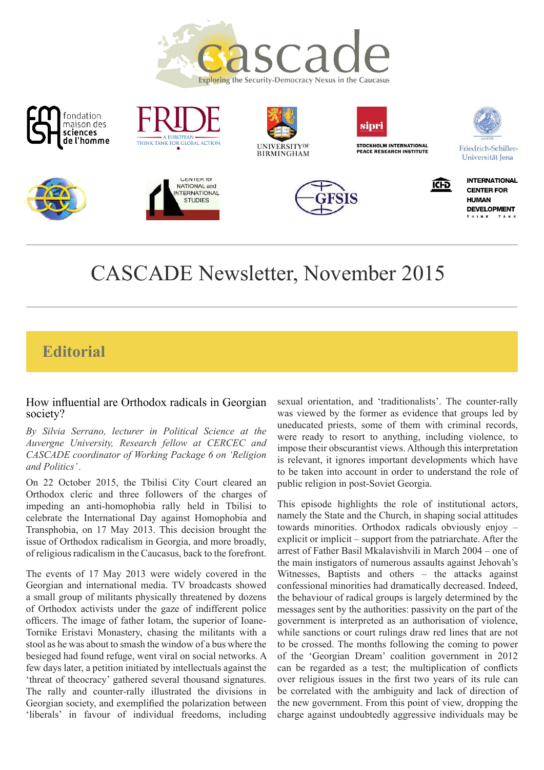# cascade

Exploring the Security-Democracy Nexus in the Caucasus

fondation maison des sciences de l'homme

FRIDE — A EUROPEAN THINK TANK FOR GLOBAL ACTION

UNIVERSITY OF BIRMINGHAM

sipri — STOCKHOLM INTERNATIONAL PEACE RESEARCH INSTITUTE

Friedrich-Schiller-Universität Jena

CENTER for NATIONAL and INTERNATIONAL STUDIES

GFSIS

ICHD — INTERNATIONAL CENTER FOR HUMAN DEVELOPMENT THINK TANK

# CASCADE Newsletter, November 2015

## Editorial

### How influential are Orthodox radicals in Georgian society?

*By Silvia Serrano, lecturer in Political Science at the Auvergne University, Research fellow at CERCEC and CASCADE coordinator of Working Package 6 on 'Religion and Politics'.*

On 22 October 2015, the Tbilisi City Court cleared an Orthodox cleric and three followers of the charges of impeding an anti-homophobia rally held in Tbilisi to celebrate the International Day against Homophobia and Transphobia, on 17 May 2013. This decision brought the issue of Orthodox radicalism in Georgia, and more broadly, of religious radicalism in the Caucasus, back to the forefront.

The events of 17 May 2013 were widely covered in the Georgian and international media. TV broadcasts showed a small group of militants physically threatened by dozens of Orthodox activists under the gaze of indifferent police officers. The image of father Iotam, the superior of Ioane-Tornike Eristavi Monastery, chasing the militants with a stool as he was about to smash the window of a bus where the besieged had found refuge, went viral on social networks. A few days later, a petition initiated by intellectuals against the 'threat of theocracy' gathered several thousand signatures. The rally and counter-rally illustrated the divisions in Georgian society, and exemplified the polarization between 'liberals' in favour of individual freedoms, including sexual orientation, and 'traditionalists'. The counter-rally was viewed by the former as evidence that groups led by uneducated priests, some of them with criminal records, were ready to resort to anything, including violence, to impose their obscurantist views. Although this interpretation is relevant, it ignores important developments which have to be taken into account in order to understand the role of public religion in post-Soviet Georgia.

This episode highlights the role of institutional actors, namely the State and the Church, in shaping social attitudes towards minorities. Orthodox radicals obviously enjoy – explicit or implicit – support from the patriarchate. After the arrest of Father Basil Mkalavishvili in March 2004 – one of the main instigators of numerous assaults against Jehovah's Witnesses, Baptists and others – the attacks against confessional minorities had dramatically decreased. Indeed, the behaviour of radical groups is largely determined by the messages sent by the authorities: passivity on the part of the government is interpreted as an authorisation of violence, while sanctions or court rulings draw red lines that are not to be crossed. The months following the coming to power of the 'Georgian Dream' coalition government in 2012 can be regarded as a test; the multiplication of conflicts over religious issues in the first two years of its rule can be correlated with the ambiguity and lack of direction of the new government. From this point of view, dropping the charge against undoubtedly aggressive individuals may be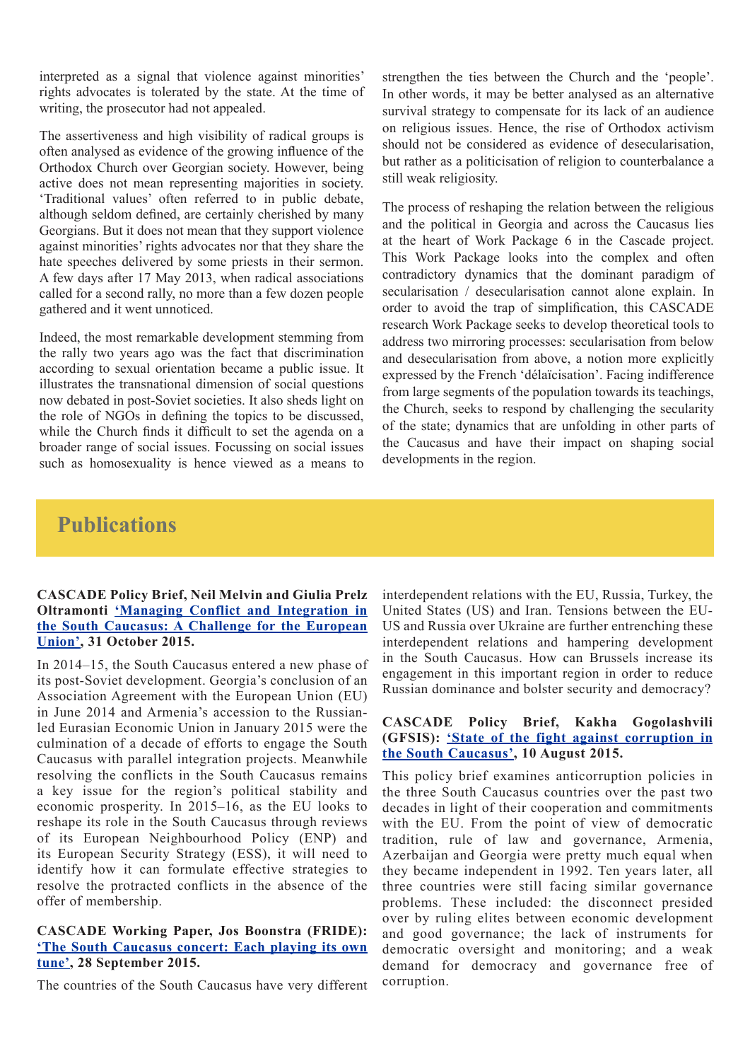interpreted as a signal that violence against minorities' rights advocates is tolerated by the state. At the time of writing, the prosecutor had not appealed.

The assertiveness and high visibility of radical groups is often analysed as evidence of the growing influence of the Orthodox Church over Georgian society. However, being active does not mean representing majorities in society. 'Traditional values' often referred to in public debate, although seldom defined, are certainly cherished by many Georgians. But it does not mean that they support violence against minorities' rights advocates nor that they share the hate speeches delivered by some priests in their sermon. A few days after 17 May 2013, when radical associations called for a second rally, no more than a few dozen people gathered and it went unnoticed.

Indeed, the most remarkable development stemming from the rally two years ago was the fact that discrimination according to sexual orientation became a public issue. It illustrates the transnational dimension of social questions now debated in post-Soviet societies. It also sheds light on the role of NGOs in defining the topics to be discussed, while the Church finds it difficult to set the agenda on a broader range of social issues. Focussing on social issues such as homosexuality is hence viewed as a means to strengthen the ties between the Church and the 'people'. In other words, it may be better analysed as an alternative survival strategy to compensate for its lack of an audience on religious issues. Hence, the rise of Orthodox activism should not be considered as evidence of desecularisation, but rather as a politicisation of religion to counterbalance a still weak religiosity.

The process of reshaping the relation between the religious and the political in Georgia and across the Caucasus lies at the heart of Work Package 6 in the Cascade project. This Work Package looks into the complex and often contradictory dynamics that the dominant paradigm of secularisation / desecularisation cannot alone explain. In order to avoid the trap of simplification, this CASCADE research Work Package seeks to develop theoretical tools to address two mirroring processes: secularisation from below and desecularisation from above, a notion more explicitly expressed by the French 'délaïcisation'. Facing indifference from large segments of the population towards its teachings, the Church, seeks to respond by challenging the secularity of the state; dynamics that are unfolding in other parts of the Caucasus and have their impact on shaping social developments in the region.

## Publications

**CASCADE Policy Brief, Neil Melvin and Giulia Prelz Oltramonti 'Managing Conflict and Integration in the South Caucasus: A Challenge for the European Union', 31 October 2015.**

In 2014–15, the South Caucasus entered a new phase of its post-Soviet development. Georgia's conclusion of an Association Agreement with the European Union (EU) in June 2014 and Armenia's accession to the Russian-led Eurasian Economic Union in January 2015 were the culmination of a decade of efforts to engage the South Caucasus with parallel integration projects. Meanwhile resolving the conflicts in the South Caucasus remains a key issue for the region's political stability and economic prosperity. In 2015–16, as the EU looks to reshape its role in the South Caucasus through reviews of its European Neighbourhood Policy (ENP) and its European Security Strategy (ESS), it will need to identify how it can formulate effective strategies to resolve the protracted conflicts in the absence of the offer of membership.

**CASCADE Working Paper, Jos Boonstra (FRIDE): 'The South Caucasus concert: Each playing its own tune', 28 September 2015.**

The countries of the South Caucasus have very different interdependent relations with the EU, Russia, Turkey, the United States (US) and Iran. Tensions between the EU-US and Russia over Ukraine are further entrenching these interdependent relations and hampering development in the South Caucasus. How can Brussels increase its engagement in this important region in order to reduce Russian dominance and bolster security and democracy?

**CASCADE Policy Brief, Kakha Gogolashvili (GFSIS): 'State of the fight against corruption in the South Caucasus', 10 August 2015.**

This policy brief examines anticorruption policies in the three South Caucasus countries over the past two decades in light of their cooperation and commitments with the EU. From the point of view of democratic tradition, rule of law and governance, Armenia, Azerbaijan and Georgia were pretty much equal when they became independent in 1992. Ten years later, all three countries were still facing similar governance problems. These included: the disconnect presided over by ruling elites between economic development and good governance; the lack of instruments for democratic oversight and monitoring; and a weak demand for democracy and governance free of corruption.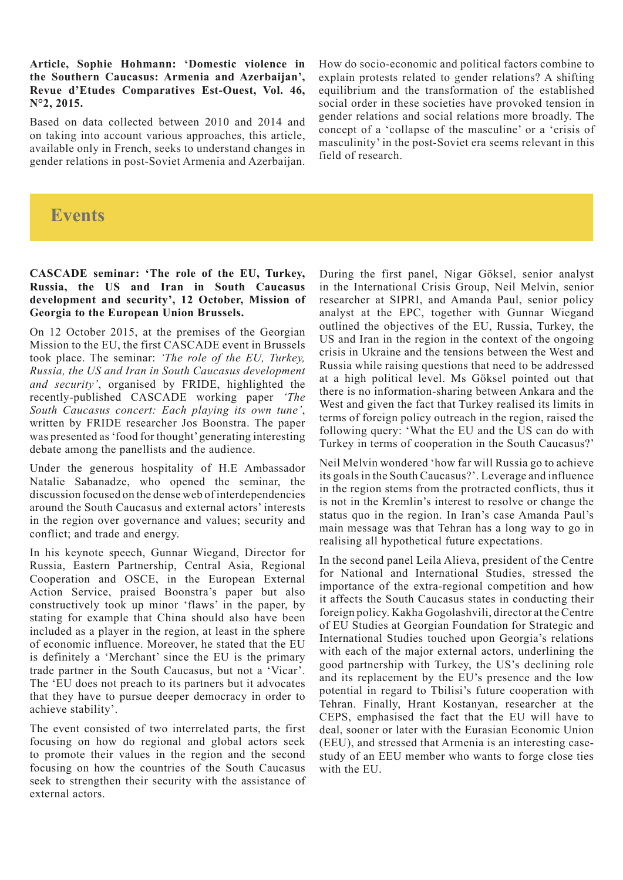**Article, Sophie Hohmann: 'Domestic violence in the Southern Caucasus: Armenia and Azerbaijan', Revue d'Etudes Comparatives Est-Ouest, Vol. 46, N°2, 2015.**

Based on data collected between 2010 and 2014 and on taking into account various approaches, this article, available only in French, seeks to understand changes in gender relations in post-Soviet Armenia and Azerbaijan. How do socio-economic and political factors combine to explain protests related to gender relations? A shifting equilibrium and the transformation of the established social order in these societies have provoked tension in gender relations and social relations more broadly. The concept of a 'collapse of the masculine' or a 'crisis of masculinity' in the post-Soviet era seems relevant in this field of research.

## Events

**CASCADE seminar: 'The role of the EU, Turkey, Russia, the US and Iran in South Caucasus development and security', 12 October, Mission of Georgia to the European Union Brussels.**

On 12 October 2015, at the premises of the Georgian Mission to the EU, the first CASCADE event in Brussels took place. The seminar: *'The role of the EU, Turkey, Russia, the US and Iran in South Caucasus development and security'*, organised by FRIDE, highlighted the recently-published CASCADE working paper *'The South Caucasus concert: Each playing its own tune'*, written by FRIDE researcher Jos Boonstra. The paper was presented as 'food for thought' generating interesting debate among the panellists and the audience.

Under the generous hospitality of H.E Ambassador Natalie Sabanadze, who opened the seminar, the discussion focused on the dense web of interdependencies around the South Caucasus and external actors' interests in the region over governance and values; security and conflict; and trade and energy.

In his keynote speech, Gunnar Wiegand, Director for Russia, Eastern Partnership, Central Asia, Regional Cooperation and OSCE, in the European External Action Service, praised Boonstra's paper but also constructively took up minor 'flaws' in the paper, by stating for example that China should also have been included as a player in the region, at least in the sphere of economic influence. Moreover, he stated that the EU is definitely a 'Merchant' since the EU is the primary trade partner in the South Caucasus, but not a 'Vicar'. The 'EU does not preach to its partners but it advocates that they have to pursue deeper democracy in order to achieve stability'.

The event consisted of two interrelated parts, the first focusing on how do regional and global actors seek to promote their values in the region and the second focusing on how the countries of the South Caucasus seek to strengthen their security with the assistance of external actors.

During the first panel, Nigar Göksel, senior analyst in the International Crisis Group, Neil Melvin, senior researcher at SIPRI, and Amanda Paul, senior policy analyst at the EPC, together with Gunnar Wiegand outlined the objectives of the EU, Russia, Turkey, the US and Iran in the region in the context of the ongoing crisis in Ukraine and the tensions between the West and Russia while raising questions that need to be addressed at a high political level. Ms Göksel pointed out that there is no information-sharing between Ankara and the West and given the fact that Turkey realised its limits in terms of foreign policy outreach in the region, raised the following query: 'What the EU and the US can do with Turkey in terms of cooperation in the South Caucasus?'

Neil Melvin wondered 'how far will Russia go to achieve its goals in the South Caucasus?'. Leverage and influence in the region stems from the protracted conflicts, thus it is not in the Kremlin's interest to resolve or change the status quo in the region. In Iran's case Amanda Paul's main message was that Tehran has a long way to go in realising all hypothetical future expectations.

In the second panel Leila Alieva, president of the Centre for National and International Studies, stressed the importance of the extra-regional competition and how it affects the South Caucasus states in conducting their foreign policy. Kakha Gogolashvili, director at the Centre of EU Studies at Georgian Foundation for Strategic and International Studies touched upon Georgia's relations with each of the major external actors, underlining the good partnership with Turkey, the US's declining role and its replacement by the EU's presence and the low potential in regard to Tbilisi's future cooperation with Tehran. Finally, Hrant Kostanyan, researcher at the CEPS, emphasised the fact that the EU will have to deal, sooner or later with the Eurasian Economic Union (EEU), and stressed that Armenia is an interesting case-study of an EEU member who wants to forge close ties with the EU.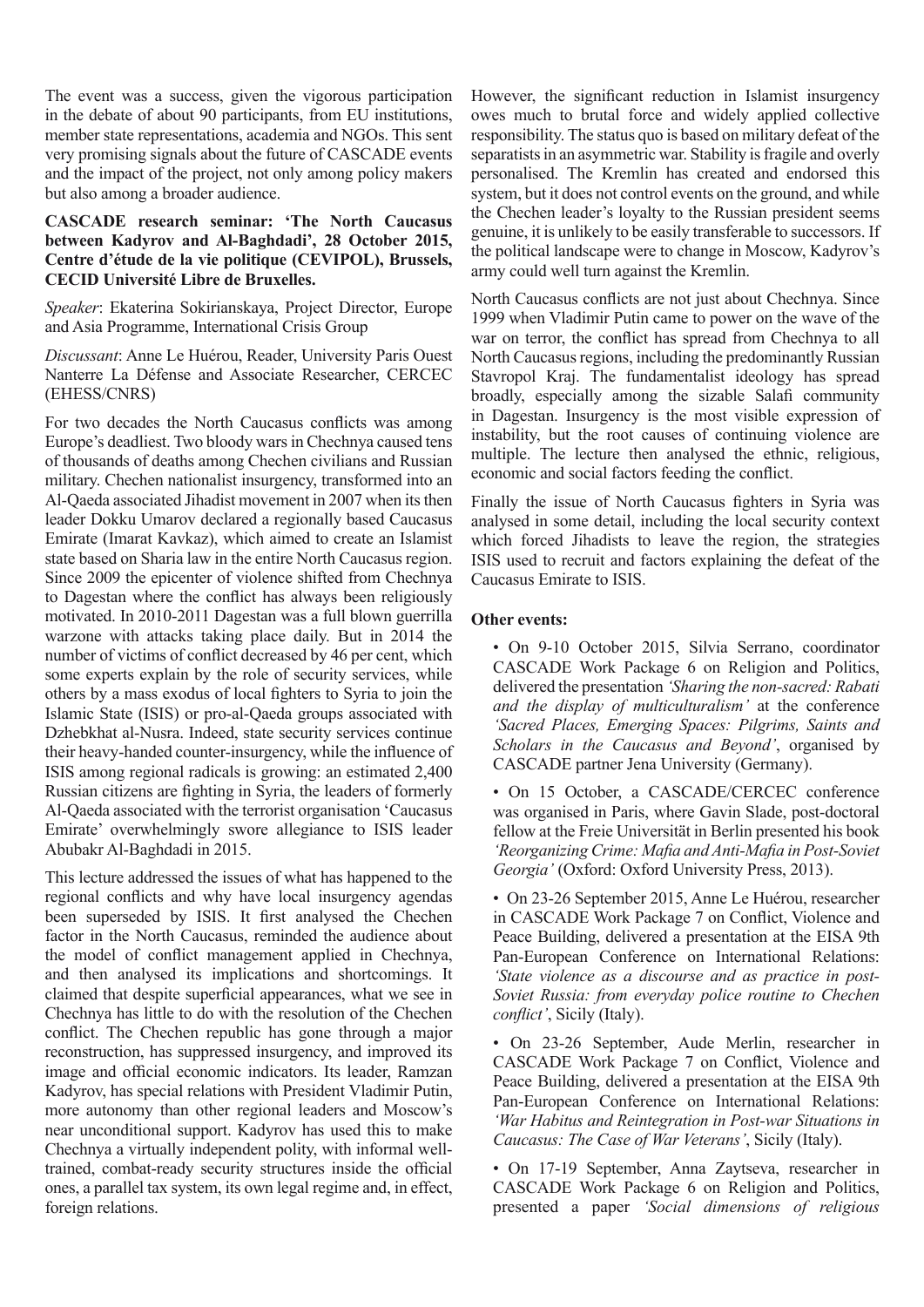The event was a success, given the vigorous participation in the debate of about 90 participants, from EU institutions, member state representations, academia and NGOs. This sent very promising signals about the future of CASCADE events and the impact of the project, not only among policy makers but also among a broader audience.

**CASCADE research seminar: 'The North Caucasus between Kadyrov and Al-Baghdadi', 28 October 2015, Centre d'étude de la vie politique (CEVIPOL), Brussels, CECID Université Libre de Bruxelles.**

*Speaker*: Ekaterina Sokirianskaya, Project Director, Europe and Asia Programme, International Crisis Group

*Discussant*: Anne Le Huérou, Reader, University Paris Ouest Nanterre La Défense and Associate Researcher, CERCEC (EHESS/CNRS)

For two decades the North Caucasus conflicts was among Europe's deadliest. Two bloody wars in Chechnya caused tens of thousands of deaths among Chechen civilians and Russian military. Chechen nationalist insurgency, transformed into an Al-Qaeda associated Jihadist movement in 2007 when its then leader Dokku Umarov declared a regionally based Caucasus Emirate (Imarat Kavkaz), which aimed to create an Islamist state based on Sharia law in the entire North Caucasus region. Since 2009 the epicenter of violence shifted from Chechnya to Dagestan where the conflict has always been religiously motivated. In 2010-2011 Dagestan was a full blown guerrilla warzone with attacks taking place daily. But in 2014 the number of victims of conflict decreased by 46 per cent, which some experts explain by the role of security services, while others by a mass exodus of local fighters to Syria to join the Islamic State (ISIS) or pro-al-Qaeda groups associated with Dzhebkhat al-Nusra. Indeed, state security services continue their heavy-handed counter-insurgency, while the influence of ISIS among regional radicals is growing: an estimated 2,400 Russian citizens are fighting in Syria, the leaders of formerly Al-Qaeda associated with the terrorist organisation 'Caucasus Emirate' overwhelmingly swore allegiance to ISIS leader Abubakr Al-Baghdadi in 2015.

This lecture addressed the issues of what has happened to the regional conflicts and why have local insurgency agendas been superseded by ISIS. It first analysed the Chechen factor in the North Caucasus, reminded the audience about the model of conflict management applied in Chechnya, and then analysed its implications and shortcomings. It claimed that despite superficial appearances, what we see in Chechnya has little to do with the resolution of the Chechen conflict. The Chechen republic has gone through a major reconstruction, has suppressed insurgency, and improved its image and official economic indicators. Its leader, Ramzan Kadyrov, has special relations with President Vladimir Putin, more autonomy than other regional leaders and Moscow's near unconditional support. Kadyrov has used this to make Chechnya a virtually independent polity, with informal well-trained, combat-ready security structures inside the official ones, a parallel tax system, its own legal regime and, in effect, foreign relations.

However, the significant reduction in Islamist insurgency owes much to brutal force and widely applied collective responsibility. The status quo is based on military defeat of the separatists in an asymmetric war. Stability is fragile and overly personalised. The Kremlin has created and endorsed this system, but it does not control events on the ground, and while the Chechen leader's loyalty to the Russian president seems genuine, it is unlikely to be easily transferable to successors. If the political landscape were to change in Moscow, Kadyrov's army could well turn against the Kremlin.

North Caucasus conflicts are not just about Chechnya. Since 1999 when Vladimir Putin came to power on the wave of the war on terror, the conflict has spread from Chechnya to all North Caucasus regions, including the predominantly Russian Stavropol Kraj. The fundamentalist ideology has spread broadly, especially among the sizable Salafi community in Dagestan. Insurgency is the most visible expression of instability, but the root causes of continuing violence are multiple. The lecture then analysed the ethnic, religious, economic and social factors feeding the conflict.

Finally the issue of North Caucasus fighters in Syria was analysed in some detail, including the local security context which forced Jihadists to leave the region, the strategies ISIS used to recruit and factors explaining the defeat of the Caucasus Emirate to ISIS.

**Other events:**

- On 9-10 October 2015, Silvia Serrano, coordinator CASCADE Work Package 6 on Religion and Politics, delivered the presentation *'Sharing the non-sacred: Rabati and the display of multiculturalism'* at the conference *'Sacred Places, Emerging Spaces: Pilgrims, Saints and Scholars in the Caucasus and Beyond'*, organised by CASCADE partner Jena University (Germany).
- On 15 October, a CASCADE/CERCEC conference was organised in Paris, where Gavin Slade, post-doctoral fellow at the Freie Universität in Berlin presented his book *'Reorganizing Crime: Mafia and Anti-Mafia in Post-Soviet Georgia'* (Oxford: Oxford University Press, 2013).
- On 23-26 September 2015, Anne Le Huérou, researcher in CASCADE Work Package 7 on Conflict, Violence and Peace Building, delivered a presentation at the EISA 9th Pan-European Conference on International Relations: *'State violence as a discourse and as practice in post-Soviet Russia: from everyday police routine to Chechen conflict'*, Sicily (Italy).
- On 23-26 September, Aude Merlin, researcher in CASCADE Work Package 7 on Conflict, Violence and Peace Building, delivered a presentation at the EISA 9th Pan-European Conference on International Relations: *'War Habitus and Reintegration in Post-war Situations in Caucasus: The Case of War Veterans'*, Sicily (Italy).
- On 17-19 September, Anna Zaytseva, researcher in CASCADE Work Package 6 on Religion and Politics, presented a paper *'Social dimensions of religious*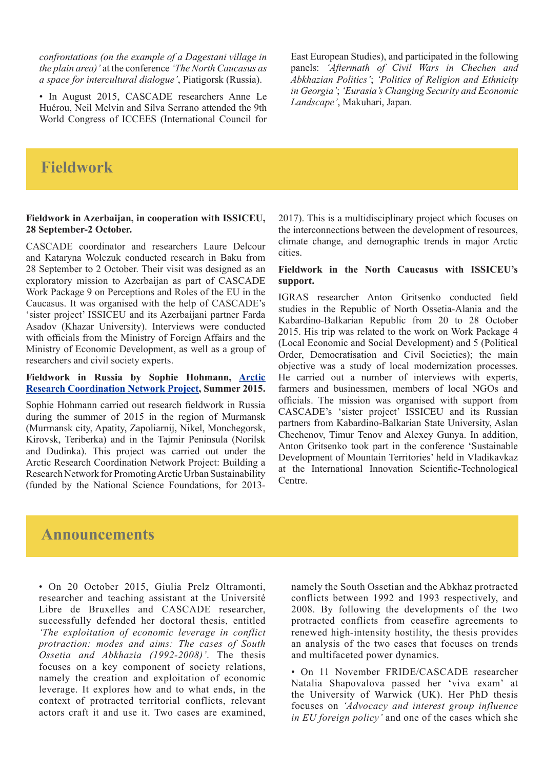*confrontations (on the example of a Dagestani village in the plain area)'* at the conference *'The North Caucasus as a space for intercultural dialogue'*, Piatigorsk (Russia).

• In August 2015, CASCADE researchers Anne Le Huérou, Neil Melvin and Silva Serrano attended the 9th World Congress of ICCEES (International Council for East European Studies), and participated in the following panels: *'Aftermath of Civil Wars in Chechen and Abkhazian Politics'*; *'Politics of Religion and Ethnicity in Georgia'*; *'Eurasia's Changing Security and Economic Landscape'*, Makuhari, Japan.

## Fieldwork

**Fieldwork in Azerbaijan, in cooperation with ISSICEU, 28 September-2 October.**

CASCADE coordinator and researchers Laure Delcour and Kataryna Wolczuk conducted research in Baku from 28 September to 2 October. Their visit was designed as an exploratory mission to Azerbaijan as part of CASCADE Work Package 9 on Perceptions and Roles of the EU in the Caucasus. It was organised with the help of CASCADE's 'sister project' ISSICEU and its Azerbaijani partner Farda Asadov (Khazar University). Interviews were conducted with officials from the Ministry of Foreign Affairs and the Ministry of Economic Development, as well as a group of researchers and civil society experts.

**Fieldwork in Russia by Sophie Hohmann, Arctic Research Coordination Network Project, Summer 2015.**

Sophie Hohmann carried out research fieldwork in Russia during the summer of 2015 in the region of Murmansk (Murmansk city, Apatity, Zapoliarnij, Nikel, Monchegorsk, Kirovsk, Teriberka) and in the Tajmir Peninsula (Norilsk and Dudinka). This project was carried out under the Arctic Research Coordination Network Project: Building a Research Network for Promoting Arctic Urban Sustainability (funded by the National Science Foundations, for 2013-2017). This is a multidisciplinary project which focuses on the interconnections between the development of resources, climate change, and demographic trends in major Arctic cities.

**Fieldwork in the North Caucasus with ISSICEU's support.**

IGRAS researcher Anton Gritsenko conducted field studies in the Republic of North Ossetia-Alania and the Kabardino-Balkarian Republic from 20 to 28 October 2015. His trip was related to the work on Work Package 4 (Local Economic and Social Development) and 5 (Political Order, Democratisation and Civil Societies); the main objective was a study of local modernization processes. He carried out a number of interviews with experts, farmers and businessmen, members of local NGOs and officials. The mission was organised with support from CASCADE's 'sister project' ISSICEU and its Russian partners from Kabardino-Balkarian State University, Aslan Chechenov, Timur Tenov and Alexey Gunya. In addition, Anton Gritsenko took part in the conference 'Sustainable Development of Mountain Territories' held in Vladikavkaz at the International Innovation Scientific-Technological Centre.

## Announcements

• On 20 October 2015, Giulia Prelz Oltramonti, researcher and teaching assistant at the Université Libre de Bruxelles and CASCADE researcher, successfully defended her doctoral thesis, entitled *'The exploitation of economic leverage in conflict protraction: modes and aims: The cases of South Ossetia and Abkhazia (1992-2008)'*. The thesis focuses on a key component of society relations, namely the creation and exploitation of economic leverage. It explores how and to what ends, in the context of protracted territorial conflicts, relevant actors craft it and use it. Two cases are examined, namely the South Ossetian and the Abkhaz protracted conflicts between 1992 and 1993 respectively, and 2008. By following the developments of the two protracted conflicts from ceasefire agreements to renewed high-intensity hostility, the thesis provides an analysis of the two cases that focuses on trends and multifaceted power dynamics.

• On 11 November FRIDE/CASCADE researcher Natalia Shapovalova passed her 'viva exam' at the University of Warwick (UK). Her PhD thesis focuses on *'Advocacy and interest group influence in EU foreign policy'* and one of the cases which she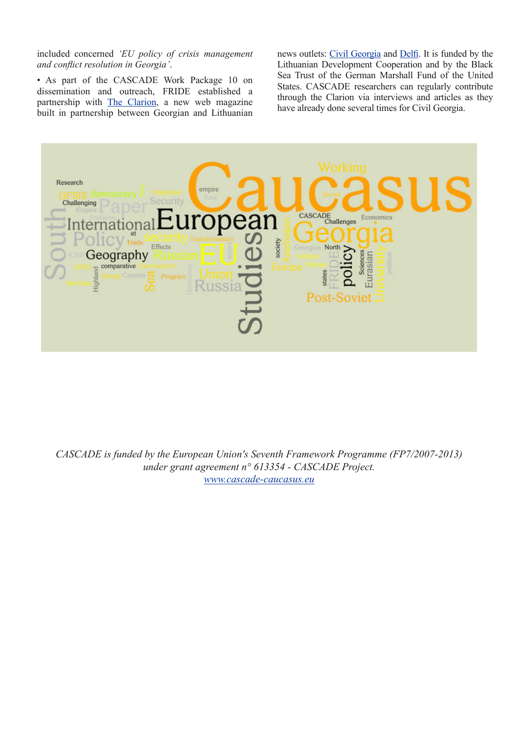included concerned *'EU policy of crisis management and conflict resolution in Georgia'*.

• As part of the CASCADE Work Package 10 on dissemination and outreach, FRIDE established a partnership with [The Clarion](), a new web magazine built in partnership between Georgian and Lithuanian news outlets: [Civil Georgia]() and [Delfi](). It is funded by the Lithuanian Development Cooperation and by the Black Sea Trust of the German Marshall Fund of the United States. CASCADE researchers can regularly contribute through the Clarion via interviews and articles as they have already done several times for Civil Georgia.

*CASCADE is funded by the European Union's Seventh Framework Programme (FP7/2007-2013) under grant agreement n° 613354 - CASCADE Project.*
*[www.cascade-caucasus.eu]()*